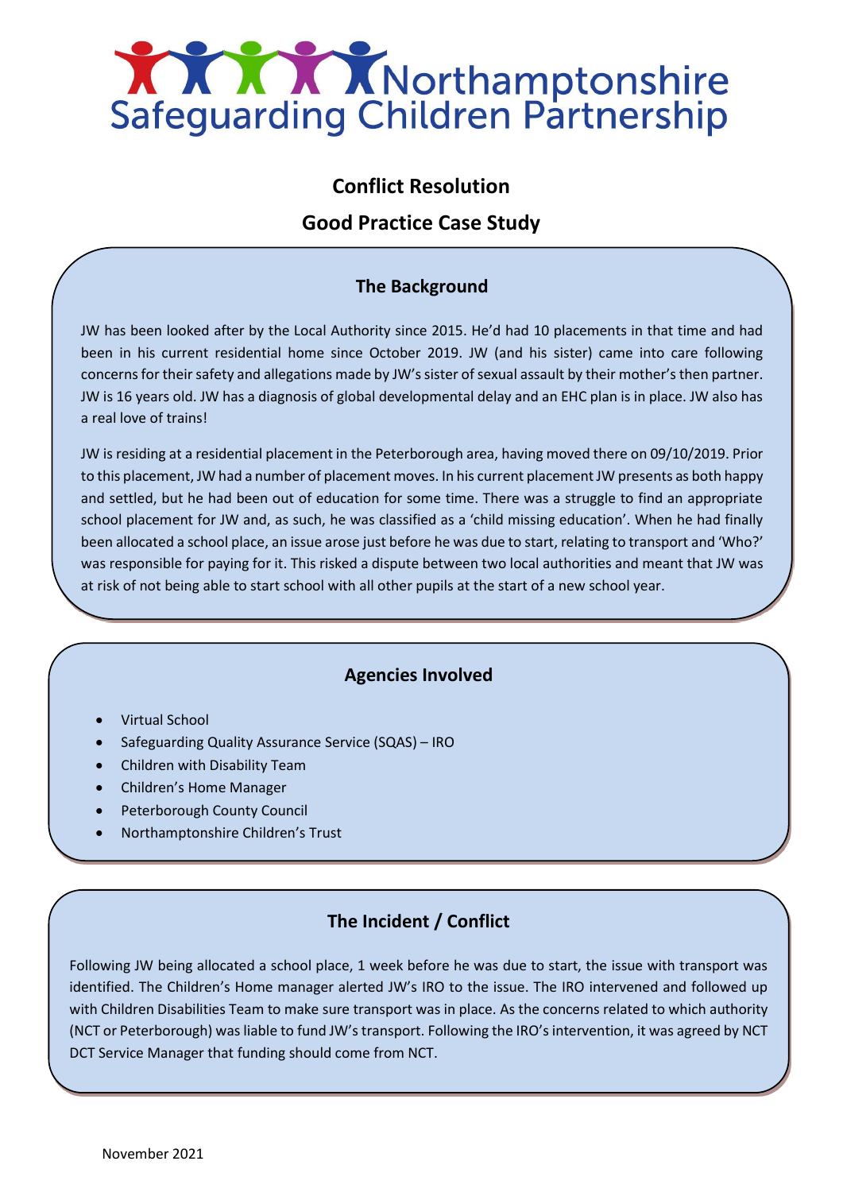# Northamptonshire Safeguarding Children Partnership

## Conflict Resolution

## Good Practice Case Study

### The Background

JW has been looked after by the Local Authority since 2015. He'd had 10 placements in that time and had been in his current residential home since October 2019. JW (and his sister) came into care following concerns for their safety and allegations made by JW's sister of sexual assault by their mother's then partner. JW is 16 years old. JW has a diagnosis of global developmental delay and an EHC plan is in place. JW also has a real love of trains!

JW is residing at a residential placement in the Peterborough area, having moved there on 09/10/2019. Prior to this placement, JW had a number of placement moves. In his current placement JW presents as both happy and settled, but he had been out of education for some time. There was a struggle to find an appropriate school placement for JW and, as such, he was classified as a 'child missing education'. When he had finally been allocated a school place, an issue arose just before he was due to start, relating to transport and 'Who?' was responsible for paying for it. This risked a dispute between two local authorities and meant that JW was at risk of not being able to start school with all other pupils at the start of a new school year.

### Agencies Involved

- Virtual School
- Safeguarding Quality Assurance Service (SQAS) – IRO
- Children with Disability Team
- Children's Home Manager
- Peterborough County Council
- Northamptonshire Children's Trust

### The Incident / Conflict

Following JW being allocated a school place, 1 week before he was due to start, the issue with transport was identified. The Children's Home manager alerted JW's IRO to the issue. The IRO intervened and followed up with Children Disabilities Team to make sure transport was in place. As the concerns related to which authority (NCT or Peterborough) was liable to fund JW's transport. Following the IRO's intervention, it was agreed by NCT DCT Service Manager that funding should come from NCT.

November 2021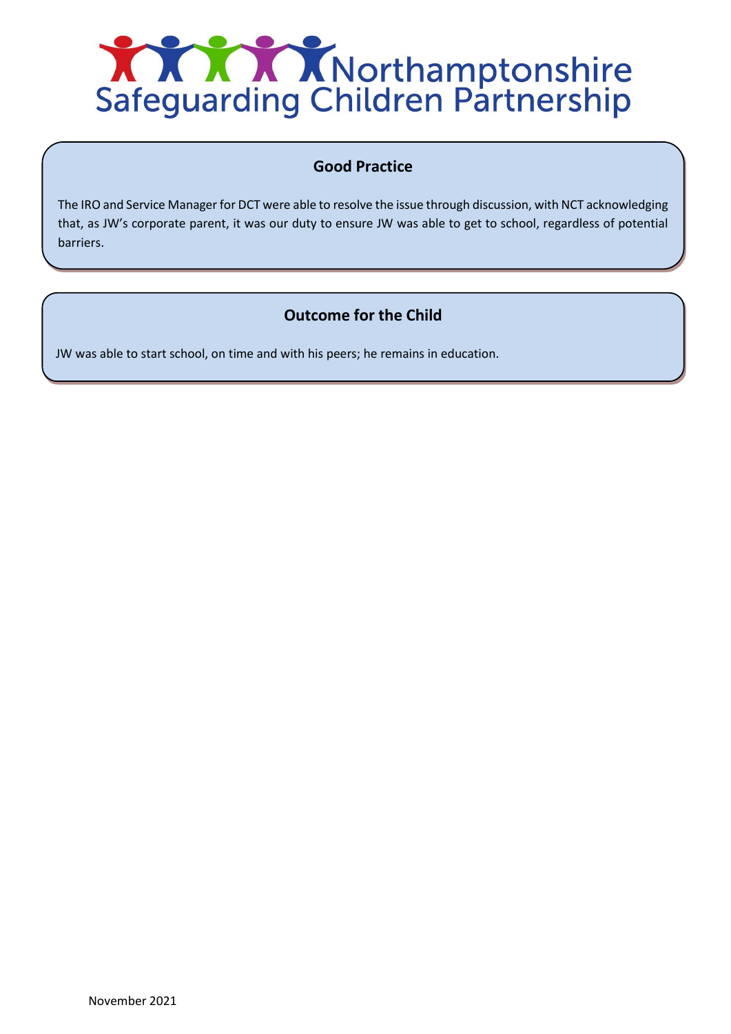## Good Practice

The IRO and Service Manager for DCT were able to resolve the issue through discussion, with NCT acknowledging that, as JW's corporate parent, it was our duty to ensure JW was able to get to school, regardless of potential barriers.

## Outcome for the Child

JW was able to start school, on time and with his peers; he remains in education.

November 2021